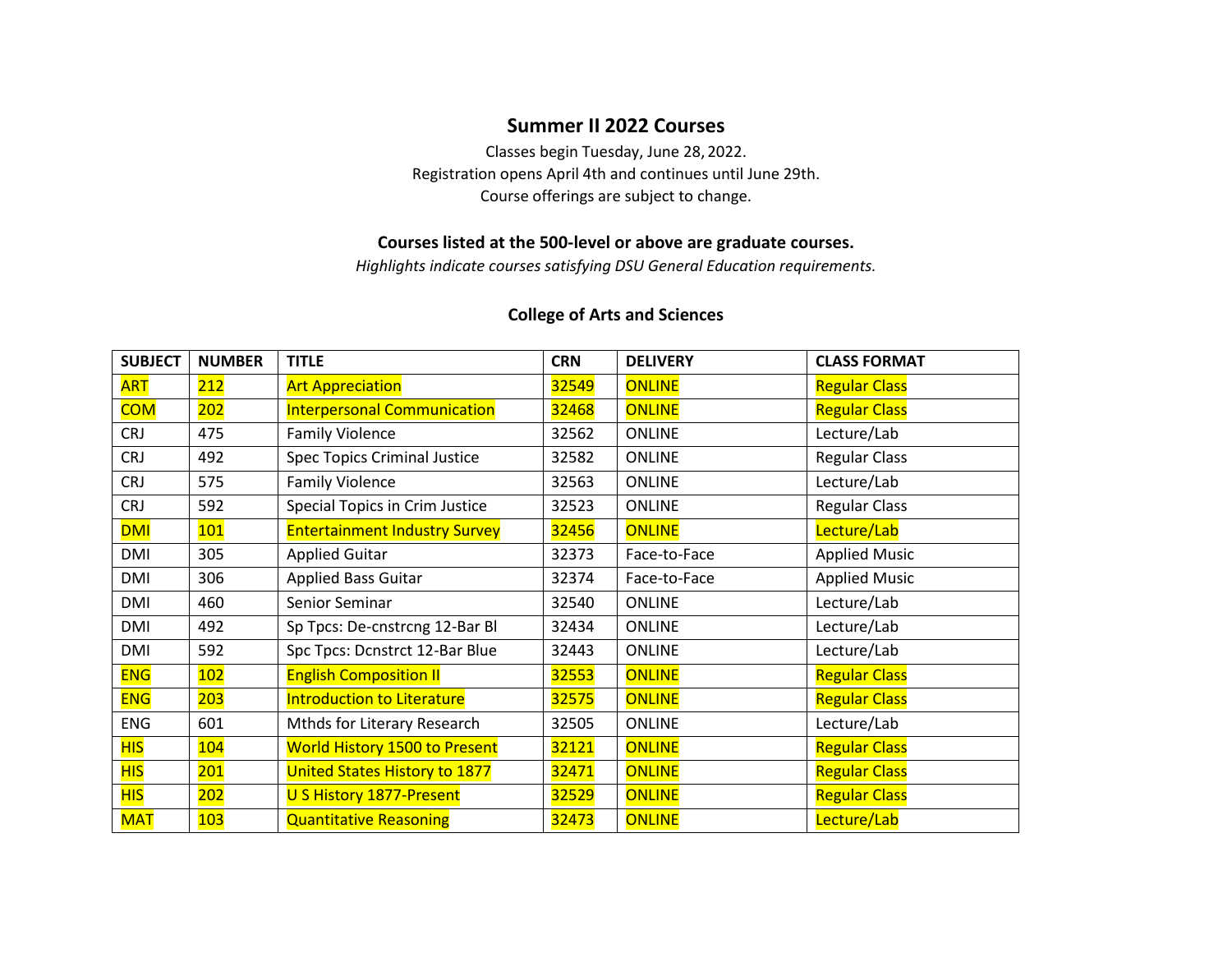# Summer II 2022 Courses

Classes begin Tuesday, June 28, 2022.
Registration opens April 4th and continues until June 29th.
Course offerings are subject to change.

**Courses listed at the 500-level or above are graduate courses.**

*Highlights indicate courses satisfying DSU General Education requirements.*

## College of Arts and Sciences

| SUBJECT | NUMBER | TITLE | CRN | DELIVERY | CLASS FORMAT |
|---|---|---|---|---|---|
| ART | 212 | Art Appreciation | 32549 | ONLINE | Regular Class |
| COM | 202 | Interpersonal Communication | 32468 | ONLINE | Regular Class |
| CRJ | 475 | Family Violence | 32562 | ONLINE | Lecture/Lab |
| CRJ | 492 | Spec Topics Criminal Justice | 32582 | ONLINE | Regular Class |
| CRJ | 575 | Family Violence | 32563 | ONLINE | Lecture/Lab |
| CRJ | 592 | Special Topics in Crim Justice | 32523 | ONLINE | Regular Class |
| DMI | 101 | Entertainment Industry Survey | 32456 | ONLINE | Lecture/Lab |
| DMI | 305 | Applied Guitar | 32373 | Face-to-Face | Applied Music |
| DMI | 306 | Applied Bass Guitar | 32374 | Face-to-Face | Applied Music |
| DMI | 460 | Senior Seminar | 32540 | ONLINE | Lecture/Lab |
| DMI | 492 | Sp Tpcs: De-cnstrcng 12-Bar Bl | 32434 | ONLINE | Lecture/Lab |
| DMI | 592 | Spc Tpcs: Dcnstrct 12-Bar Blue | 32443 | ONLINE | Lecture/Lab |
| ENG | 102 | English Composition II | 32553 | ONLINE | Regular Class |
| ENG | 203 | Introduction to Literature | 32575 | ONLINE | Regular Class |
| ENG | 601 | Mthds for Literary Research | 32505 | ONLINE | Lecture/Lab |
| HIS | 104 | World History 1500 to Present | 32121 | ONLINE | Regular Class |
| HIS | 201 | United States History to 1877 | 32471 | ONLINE | Regular Class |
| HIS | 202 | U S History 1877-Present | 32529 | ONLINE | Regular Class |
| MAT | 103 | Quantitative Reasoning | 32473 | ONLINE | Lecture/Lab |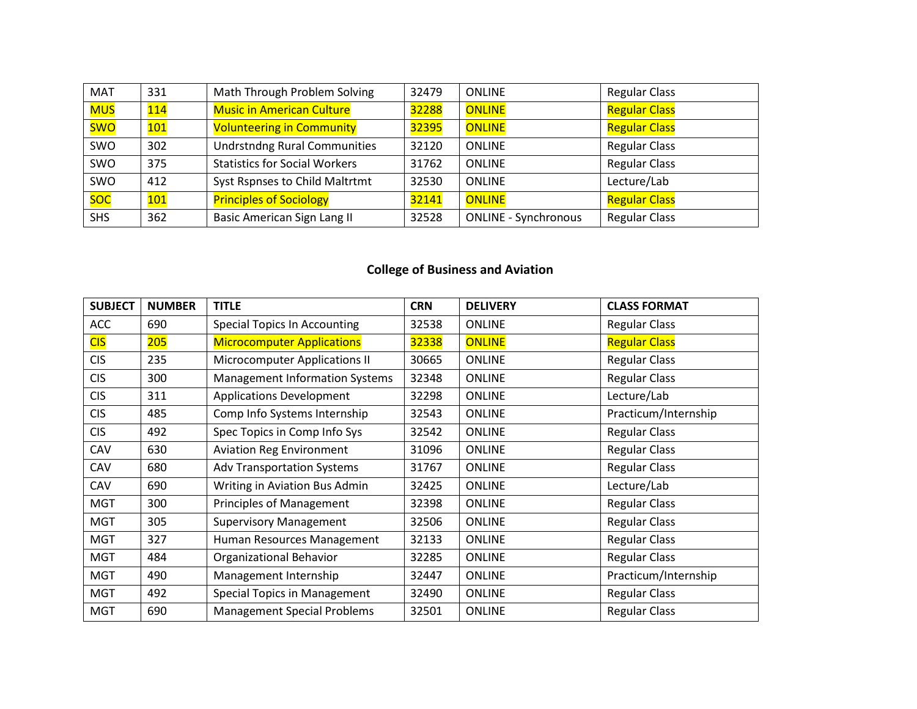| MAT | 331 | Math Through Problem Solving | 32479 | ONLINE | Regular Class |
|---|---|---|---|---|---|
| MUS | 114 | Music in American Culture | 32288 | ONLINE | Regular Class |
| SWO | 101 | Volunteering in Community | 32395 | ONLINE | Regular Class |
| SWO | 302 | Undrstndng Rural Communities | 32120 | ONLINE | Regular Class |
| SWO | 375 | Statistics for Social Workers | 31762 | ONLINE | Regular Class |
| SWO | 412 | Syst Rspnses to Child Maltrtmt | 32530 | ONLINE | Lecture/Lab |
| SOC | 101 | Principles of Sociology | 32141 | ONLINE | Regular Class |
| SHS | 362 | Basic American Sign Lang II | 32528 | ONLINE - Synchronous | Regular Class |

## College of Business and Aviation

| SUBJECT | NUMBER | TITLE | CRN | DELIVERY | CLASS FORMAT |
|---|---|---|---|---|---|
| ACC | 690 | Special Topics In Accounting | 32538 | ONLINE | Regular Class |
| CIS | 205 | Microcomputer Applications | 32338 | ONLINE | Regular Class |
| CIS | 235 | Microcomputer Applications II | 30665 | ONLINE | Regular Class |
| CIS | 300 | Management Information Systems | 32348 | ONLINE | Regular Class |
| CIS | 311 | Applications Development | 32298 | ONLINE | Lecture/Lab |
| CIS | 485 | Comp Info Systems Internship | 32543 | ONLINE | Practicum/Internship |
| CIS | 492 | Spec Topics in Comp Info Sys | 32542 | ONLINE | Regular Class |
| CAV | 630 | Aviation Reg Environment | 31096 | ONLINE | Regular Class |
| CAV | 680 | Adv Transportation Systems | 31767 | ONLINE | Regular Class |
| CAV | 690 | Writing in Aviation Bus Admin | 32425 | ONLINE | Lecture/Lab |
| MGT | 300 | Principles of Management | 32398 | ONLINE | Regular Class |
| MGT | 305 | Supervisory Management | 32506 | ONLINE | Regular Class |
| MGT | 327 | Human Resources Management | 32133 | ONLINE | Regular Class |
| MGT | 484 | Organizational Behavior | 32285 | ONLINE | Regular Class |
| MGT | 490 | Management Internship | 32447 | ONLINE | Practicum/Internship |
| MGT | 492 | Special Topics in Management | 32490 | ONLINE | Regular Class |
| MGT | 690 | Management Special Problems | 32501 | ONLINE | Regular Class |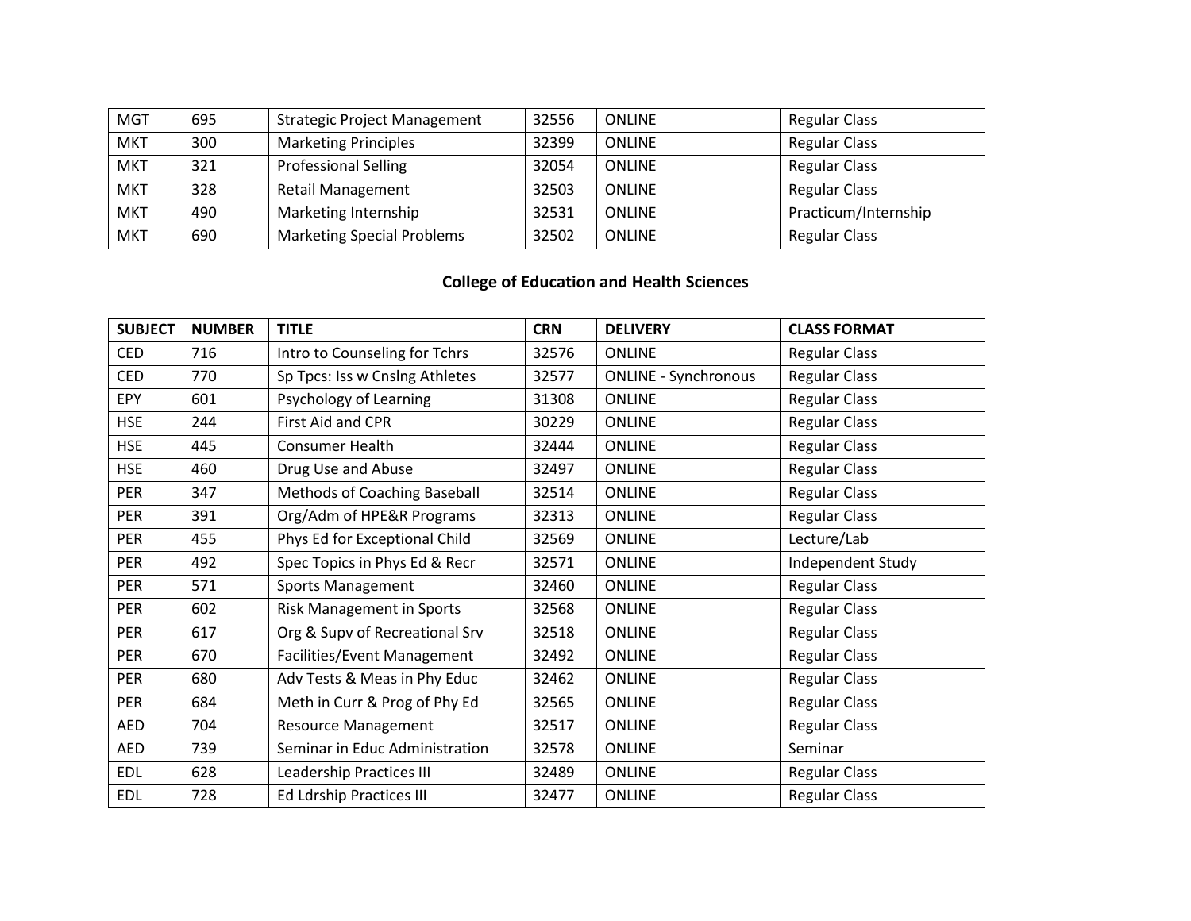| MGT | 695 | Strategic Project Management | 32556 | ONLINE | Regular Class |
|---|---|---|---|---|---|
| MKT | 300 | Marketing Principles | 32399 | ONLINE | Regular Class |
| MKT | 321 | Professional Selling | 32054 | ONLINE | Regular Class |
| MKT | 328 | Retail Management | 32503 | ONLINE | Regular Class |
| MKT | 490 | Marketing Internship | 32531 | ONLINE | Practicum/Internship |
| MKT | 690 | Marketing Special Problems | 32502 | ONLINE | Regular Class |

## College of Education and Health Sciences

| SUBJECT | NUMBER | TITLE | CRN | DELIVERY | CLASS FORMAT |
|---|---|---|---|---|---|
| CED | 716 | Intro to Counseling for Tchrs | 32576 | ONLINE | Regular Class |
| CED | 770 | Sp Tpcs: Iss w Cnslng Athletes | 32577 | ONLINE - Synchronous | Regular Class |
| EPY | 601 | Psychology of Learning | 31308 | ONLINE | Regular Class |
| HSE | 244 | First Aid and CPR | 30229 | ONLINE | Regular Class |
| HSE | 445 | Consumer Health | 32444 | ONLINE | Regular Class |
| HSE | 460 | Drug Use and Abuse | 32497 | ONLINE | Regular Class |
| PER | 347 | Methods of Coaching Baseball | 32514 | ONLINE | Regular Class |
| PER | 391 | Org/Adm of HPE&R Programs | 32313 | ONLINE | Regular Class |
| PER | 455 | Phys Ed for Exceptional Child | 32569 | ONLINE | Lecture/Lab |
| PER | 492 | Spec Topics in Phys Ed & Recr | 32571 | ONLINE | Independent Study |
| PER | 571 | Sports Management | 32460 | ONLINE | Regular Class |
| PER | 602 | Risk Management in Sports | 32568 | ONLINE | Regular Class |
| PER | 617 | Org & Supv of Recreational Srv | 32518 | ONLINE | Regular Class |
| PER | 670 | Facilities/Event Management | 32492 | ONLINE | Regular Class |
| PER | 680 | Adv Tests & Meas in Phy Educ | 32462 | ONLINE | Regular Class |
| PER | 684 | Meth in Curr & Prog of Phy Ed | 32565 | ONLINE | Regular Class |
| AED | 704 | Resource Management | 32517 | ONLINE | Regular Class |
| AED | 739 | Seminar in Educ Administration | 32578 | ONLINE | Seminar |
| EDL | 628 | Leadership Practices III | 32489 | ONLINE | Regular Class |
| EDL | 728 | Ed Ldrship Practices III | 32477 | ONLINE | Regular Class |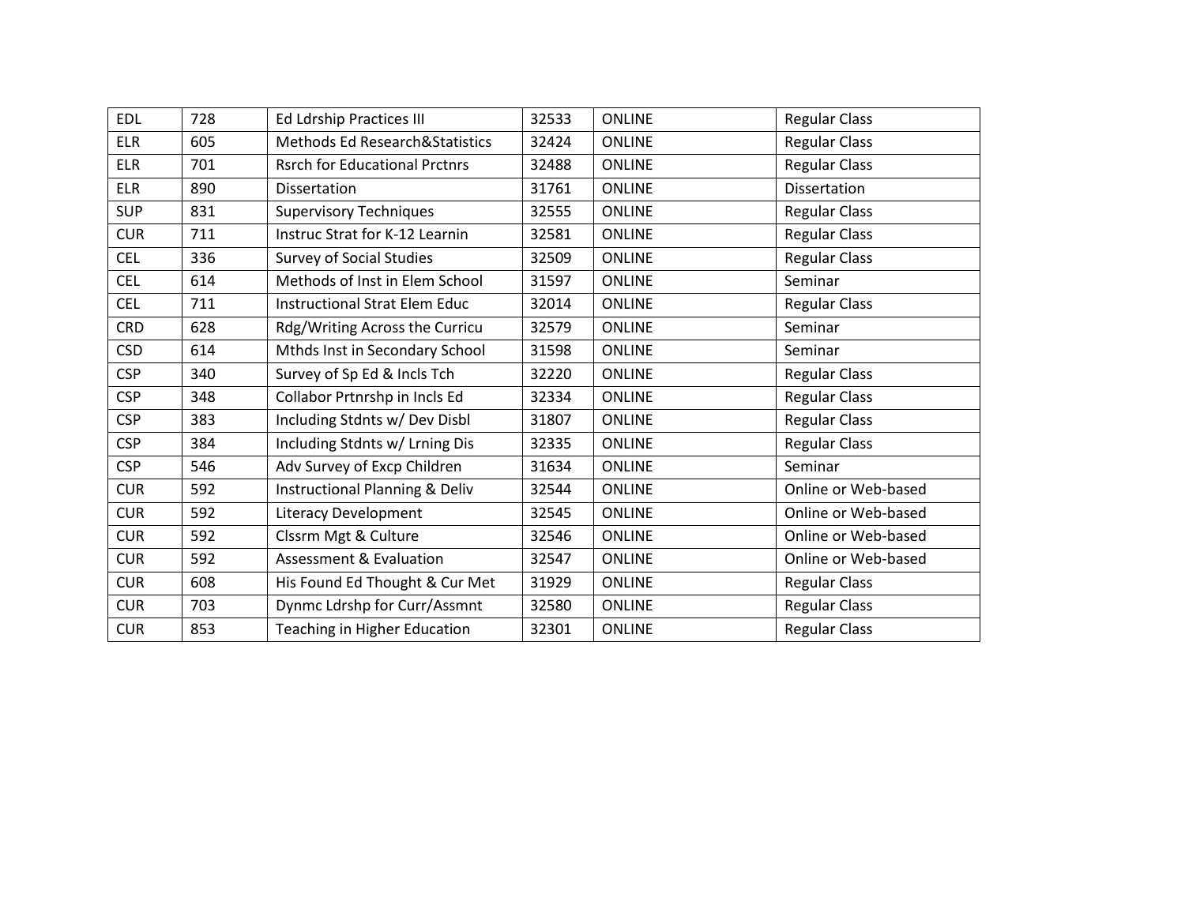| | | | | | |
|---|---|---|---|---|---|
| EDL | 728 | Ed Ldrship Practices III | 32533 | ONLINE | Regular Class |
| ELR | 605 | Methods Ed Research&Statistics | 32424 | ONLINE | Regular Class |
| ELR | 701 | Rsrch for Educational Prctnrs | 32488 | ONLINE | Regular Class |
| ELR | 890 | Dissertation | 31761 | ONLINE | Dissertation |
| SUP | 831 | Supervisory Techniques | 32555 | ONLINE | Regular Class |
| CUR | 711 | Instruc Strat for K-12 Learnin | 32581 | ONLINE | Regular Class |
| CEL | 336 | Survey of Social Studies | 32509 | ONLINE | Regular Class |
| CEL | 614 | Methods of Inst in Elem School | 31597 | ONLINE | Seminar |
| CEL | 711 | Instructional Strat Elem Educ | 32014 | ONLINE | Regular Class |
| CRD | 628 | Rdg/Writing Across the Curricu | 32579 | ONLINE | Seminar |
| CSD | 614 | Mthds Inst in Secondary School | 31598 | ONLINE | Seminar |
| CSP | 340 | Survey of Sp Ed & Incls Tch | 32220 | ONLINE | Regular Class |
| CSP | 348 | Collabor Prtnrshp in Incls Ed | 32334 | ONLINE | Regular Class |
| CSP | 383 | Including Stdnts w/ Dev Disbl | 31807 | ONLINE | Regular Class |
| CSP | 384 | Including Stdnts w/ Lrning Dis | 32335 | ONLINE | Regular Class |
| CSP | 546 | Adv Survey of Excp Children | 31634 | ONLINE | Seminar |
| CUR | 592 | Instructional Planning & Deliv | 32544 | ONLINE | Online or Web-based |
| CUR | 592 | Literacy Development | 32545 | ONLINE | Online or Web-based |
| CUR | 592 | Clssrm Mgt & Culture | 32546 | ONLINE | Online or Web-based |
| CUR | 592 | Assessment & Evaluation | 32547 | ONLINE | Online or Web-based |
| CUR | 608 | His Found Ed Thought & Cur Met | 31929 | ONLINE | Regular Class |
| CUR | 703 | Dynmc Ldrshp for Curr/Assmnt | 32580 | ONLINE | Regular Class |
| CUR | 853 | Teaching in Higher Education | 32301 | ONLINE | Regular Class |